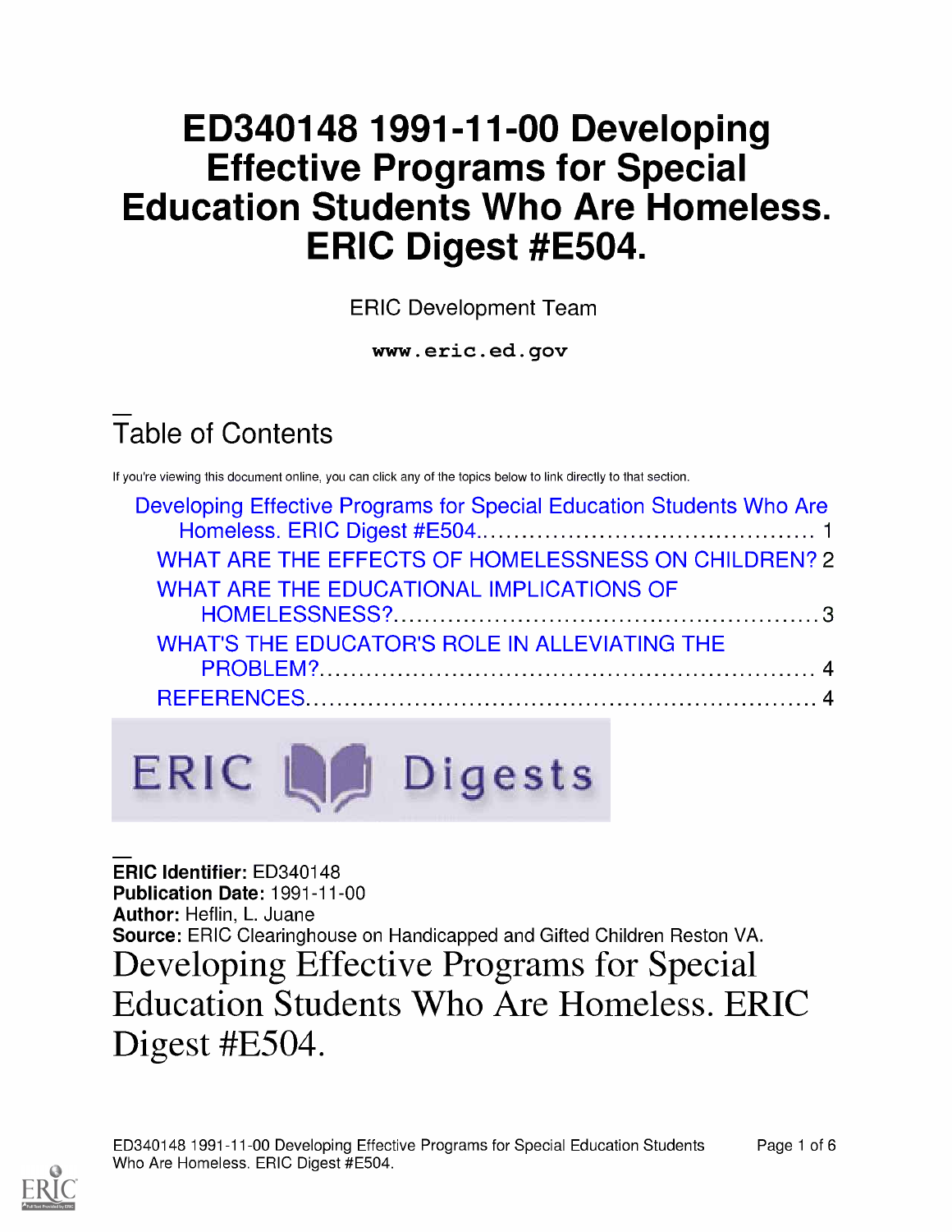# ED340148 1991-11-00 Developing Effective Programs for Special Education Students Who Are Homeless. ERIC Digest #E504.

ERIC Development Team

**www.eric.ed.gov**

## Table of Contents

If you're viewing this document online, you can click any of the topics below to link directly to that section.

- Developing Effective Programs for Special Education Students Who Are Homeless. ERIC Digest #E504.......... 1
  - WHAT ARE THE EFFECTS OF HOMELESSNESS ON CHILDREN? 2
  - WHAT ARE THE EDUCATIONAL IMPLICATIONS OF HOMELESSNESS?.......... 3
  - WHAT'S THE EDUCATOR'S ROLE IN ALLEVIATING THE PROBLEM?.......... 4
  - REFERENCES.......... 4

ERIC Digests

**ERIC Identifier:** ED340148
**Publication Date:** 1991-11-00
**Author:** Heflin, L. Juane
**Source:** ERIC Clearinghouse on Handicapped and Gifted Children Reston VA.

# Developing Effective Programs for Special Education Students Who Are Homeless. ERIC Digest #E504.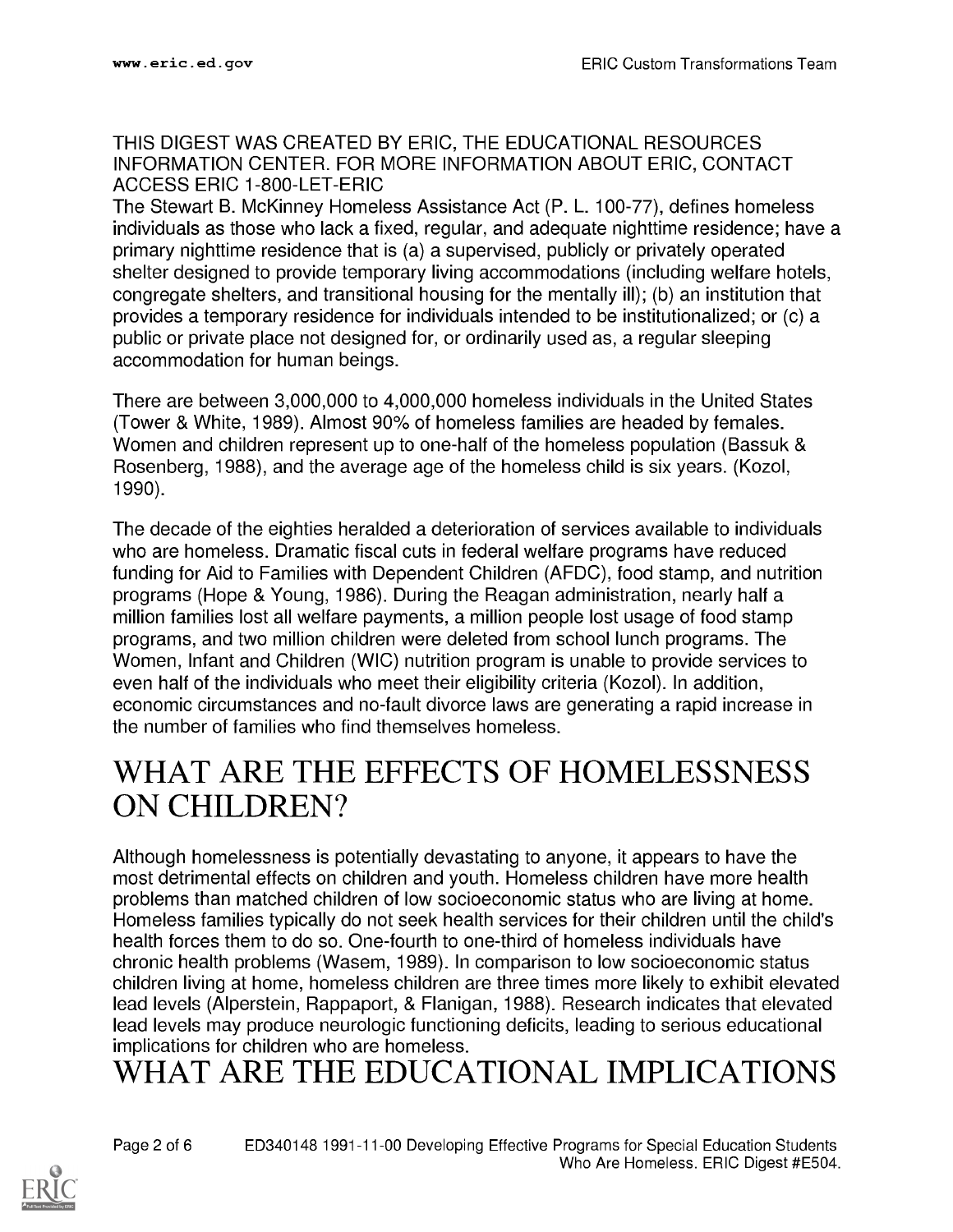THIS DIGEST WAS CREATED BY ERIC, THE EDUCATIONAL RESOURCES INFORMATION CENTER. FOR MORE INFORMATION ABOUT ERIC, CONTACT ACCESS ERIC 1-800-LET-ERIC

The Stewart B. McKinney Homeless Assistance Act (P. L. 100-77), defines homeless individuals as those who lack a fixed, regular, and adequate nighttime residence; have a primary nighttime residence that is (a) a supervised, publicly or privately operated shelter designed to provide temporary living accommodations (including welfare hotels, congregate shelters, and transitional housing for the mentally ill); (b) an institution that provides a temporary residence for individuals intended to be institutionalized; or (c) a public or private place not designed for, or ordinarily used as, a regular sleeping accommodation for human beings.

There are between 3,000,000 to 4,000,000 homeless individuals in the United States (Tower & White, 1989). Almost 90% of homeless families are headed by females. Women and children represent up to one-half of the homeless population (Bassuk & Rosenberg, 1988), and the average age of the homeless child is six years. (Kozol, 1990).

The decade of the eighties heralded a deterioration of services available to individuals who are homeless. Dramatic fiscal cuts in federal welfare programs have reduced funding for Aid to Families with Dependent Children (AFDC), food stamp, and nutrition programs (Hope & Young, 1986). During the Reagan administration, nearly half a million families lost all welfare payments, a million people lost usage of food stamp programs, and two million children were deleted from school lunch programs. The Women, Infant and Children (WIC) nutrition program is unable to provide services to even half of the individuals who meet their eligibility criteria (Kozol). In addition, economic circumstances and no-fault divorce laws are generating a rapid increase in the number of families who find themselves homeless.

# WHAT ARE THE EFFECTS OF HOMELESSNESS ON CHILDREN?

Although homelessness is potentially devastating to anyone, it appears to have the most detrimental effects on children and youth. Homeless children have more health problems than matched children of low socioeconomic status who are living at home. Homeless families typically do not seek health services for their children until the child's health forces them to do so. One-fourth to one-third of homeless individuals have chronic health problems (Wasem, 1989). In comparison to low socioeconomic status children living at home, homeless children are three times more likely to exhibit elevated lead levels (Alperstein, Rappaport, & Flanigan, 1988). Research indicates that elevated lead levels may produce neurologic functioning deficits, leading to serious educational implications for children who are homeless.

# WHAT ARE THE EDUCATIONAL IMPLICATIONS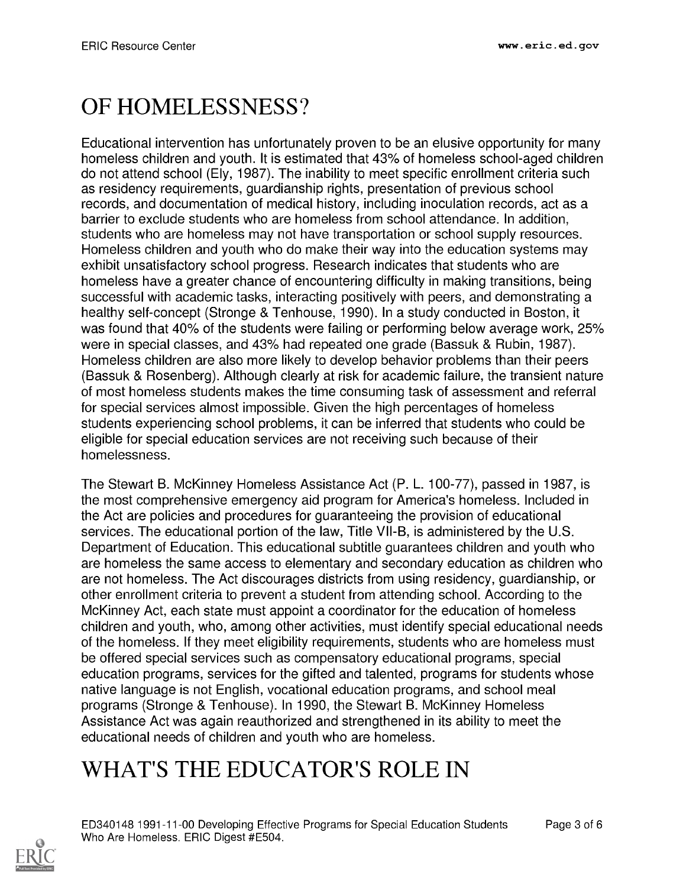# OF HOMELESSNESS?

Educational intervention has unfortunately proven to be an elusive opportunity for many homeless children and youth. It is estimated that 43% of homeless school-aged children do not attend school (Ely, 1987). The inability to meet specific enrollment criteria such as residency requirements, guardianship rights, presentation of previous school records, and documentation of medical history, including inoculation records, act as a barrier to exclude students who are homeless from school attendance. In addition, students who are homeless may not have transportation or school supply resources. Homeless children and youth who do make their way into the education systems may exhibit unsatisfactory school progress. Research indicates that students who are homeless have a greater chance of encountering difficulty in making transitions, being successful with academic tasks, interacting positively with peers, and demonstrating a healthy self-concept (Stronge & Tenhouse, 1990). In a study conducted in Boston, it was found that 40% of the students were failing or performing below average work, 25% were in special classes, and 43% had repeated one grade (Bassuk & Rubin, 1987). Homeless children are also more likely to develop behavior problems than their peers (Bassuk & Rosenberg). Although clearly at risk for academic failure, the transient nature of most homeless students makes the time consuming task of assessment and referral for special services almost impossible. Given the high percentages of homeless students experiencing school problems, it can be inferred that students who could be eligible for special education services are not receiving such because of their homelessness.

The Stewart B. McKinney Homeless Assistance Act (P. L. 100-77), passed in 1987, is the most comprehensive emergency aid program for America's homeless. Included in the Act are policies and procedures for guaranteeing the provision of educational services. The educational portion of the law, Title VII-B, is administered by the U.S. Department of Education. This educational subtitle guarantees children and youth who are homeless the same access to elementary and secondary education as children who are not homeless. The Act discourages districts from using residency, guardianship, or other enrollment criteria to prevent a student from attending school. According to the McKinney Act, each state must appoint a coordinator for the education of homeless children and youth, who, among other activities, must identify special educational needs of the homeless. If they meet eligibility requirements, students who are homeless must be offered special services such as compensatory educational programs, special education programs, services for the gifted and talented, programs for students whose native language is not English, vocational education programs, and school meal programs (Stronge & Tenhouse). In 1990, the Stewart B. McKinney Homeless Assistance Act was again reauthorized and strengthened in its ability to meet the educational needs of children and youth who are homeless.

# WHAT'S THE EDUCATOR'S ROLE IN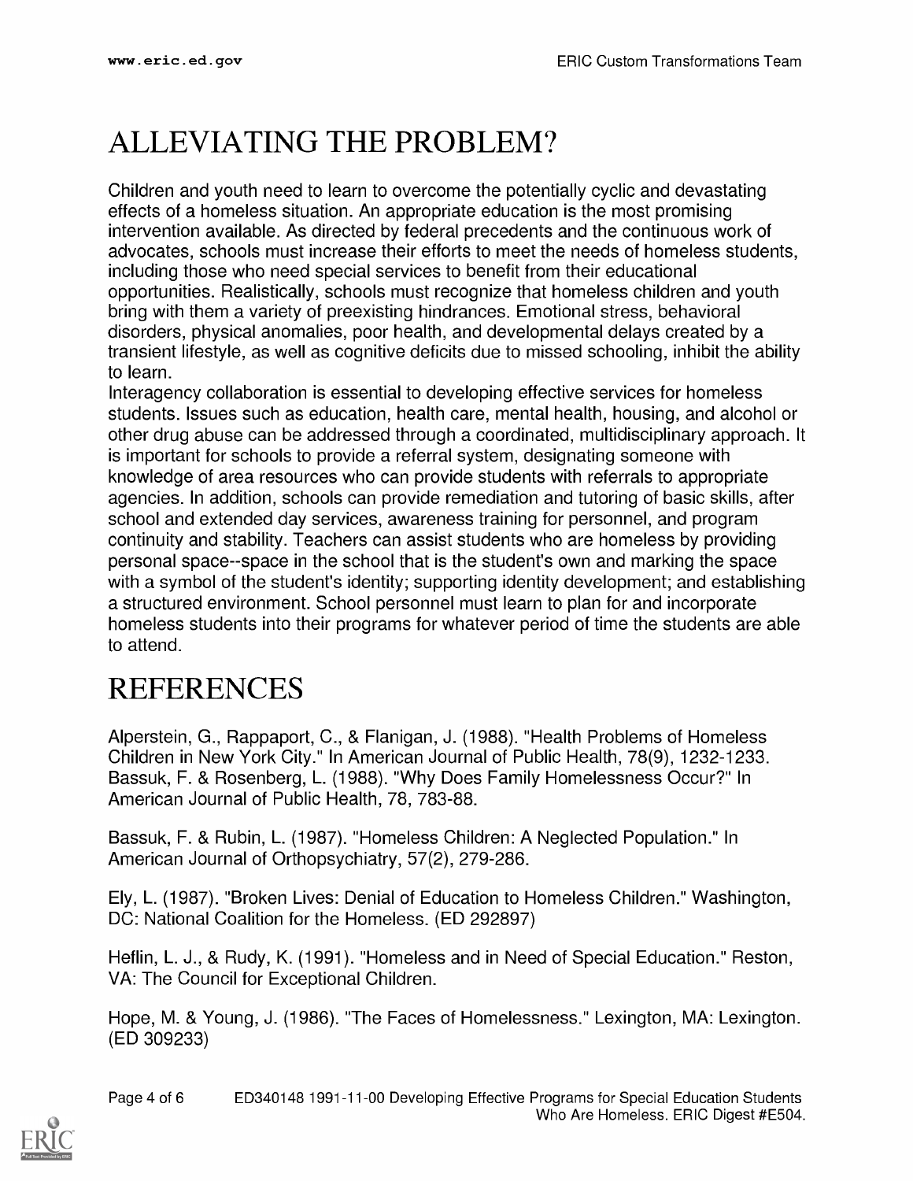# ALLEVIATING THE PROBLEM?

Children and youth need to learn to overcome the potentially cyclic and devastating effects of a homeless situation. An appropriate education is the most promising intervention available. As directed by federal precedents and the continuous work of advocates, schools must increase their efforts to meet the needs of homeless students, including those who need special services to benefit from their educational opportunities. Realistically, schools must recognize that homeless children and youth bring with them a variety of preexisting hindrances. Emotional stress, behavioral disorders, physical anomalies, poor health, and developmental delays created by a transient lifestyle, as well as cognitive deficits due to missed schooling, inhibit the ability to learn.

Interagency collaboration is essential to developing effective services for homeless students. Issues such as education, health care, mental health, housing, and alcohol or other drug abuse can be addressed through a coordinated, multidisciplinary approach. It is important for schools to provide a referral system, designating someone with knowledge of area resources who can provide students with referrals to appropriate agencies. In addition, schools can provide remediation and tutoring of basic skills, after school and extended day services, awareness training for personnel, and program continuity and stability. Teachers can assist students who are homeless by providing personal space--space in the school that is the student's own and marking the space with a symbol of the student's identity; supporting identity development; and establishing a structured environment. School personnel must learn to plan for and incorporate homeless students into their programs for whatever period of time the students are able to attend.

# REFERENCES

Alperstein, G., Rappaport, C., & Flanigan, J. (1988). "Health Problems of Homeless Children in New York City." In American Journal of Public Health, 78(9), 1232-1233.
Bassuk, F. & Rosenberg, L. (1988). "Why Does Family Homelessness Occur?" In American Journal of Public Health, 78, 783-88.

Bassuk, F. & Rubin, L. (1987). "Homeless Children: A Neglected Population." In American Journal of Orthopsychiatry, 57(2), 279-286.

Ely, L. (1987). "Broken Lives: Denial of Education to Homeless Children." Washington, DC: National Coalition for the Homeless. (ED 292897)

Heflin, L. J., & Rudy, K. (1991). "Homeless and in Need of Special Education." Reston, VA: The Council for Exceptional Children.

Hope, M. & Young, J. (1986). "The Faces of Homelessness." Lexington, MA: Lexington. (ED 309233)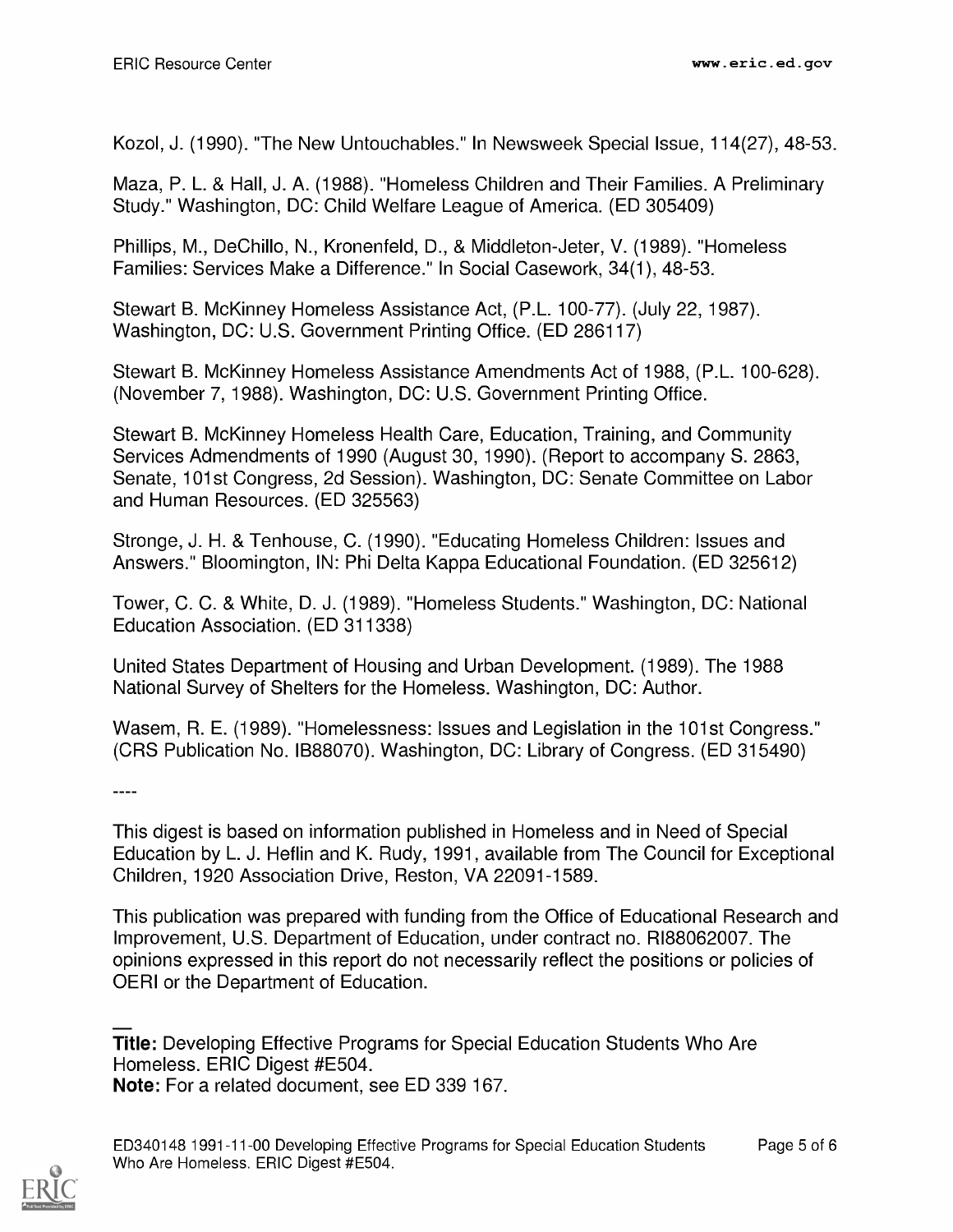Kozol, J. (1990). "The New Untouchables." In Newsweek Special Issue, 114(27), 48-53.

Maza, P. L. & Hall, J. A. (1988). "Homeless Children and Their Families. A Preliminary Study." Washington, DC: Child Welfare League of America. (ED 305409)

Phillips, M., DeChillo, N., Kronenfeld, D., & Middleton-Jeter, V. (1989). "Homeless Families: Services Make a Difference." In Social Casework, 34(1), 48-53.

Stewart B. McKinney Homeless Assistance Act, (P.L. 100-77). (July 22, 1987). Washington, DC: U.S. Government Printing Office. (ED 286117)

Stewart B. McKinney Homeless Assistance Amendments Act of 1988, (P.L. 100-628). (November 7, 1988). Washington, DC: U.S. Government Printing Office.

Stewart B. McKinney Homeless Health Care, Education, Training, and Community Services Admendments of 1990 (August 30, 1990). (Report to accompany S. 2863, Senate, 101st Congress, 2d Session). Washington, DC: Senate Committee on Labor and Human Resources. (ED 325563)

Stronge, J. H. & Tenhouse, C. (1990). "Educating Homeless Children: Issues and Answers." Bloomington, IN: Phi Delta Kappa Educational Foundation. (ED 325612)

Tower, C. C. & White, D. J. (1989). "Homeless Students." Washington, DC: National Education Association. (ED 311338)

United States Department of Housing and Urban Development. (1989). The 1988 National Survey of Shelters for the Homeless. Washington, DC: Author.

Wasem, R. E. (1989). "Homelessness: Issues and Legislation in the 101st Congress." (CRS Publication No. IB88070). Washington, DC: Library of Congress. (ED 315490)

----

This digest is based on information published in Homeless and in Need of Special Education by L. J. Heflin and K. Rudy, 1991, available from The Council for Exceptional Children, 1920 Association Drive, Reston, VA 22091-1589.

This publication was prepared with funding from the Office of Educational Research and Improvement, U.S. Department of Education, under contract no. RI88062007. The opinions expressed in this report do not necessarily reflect the positions or policies of OERI or the Department of Education.

---

**Title:** Developing Effective Programs for Special Education Students Who Are Homeless. ERIC Digest #E504.
**Note:** For a related document, see ED 339 167.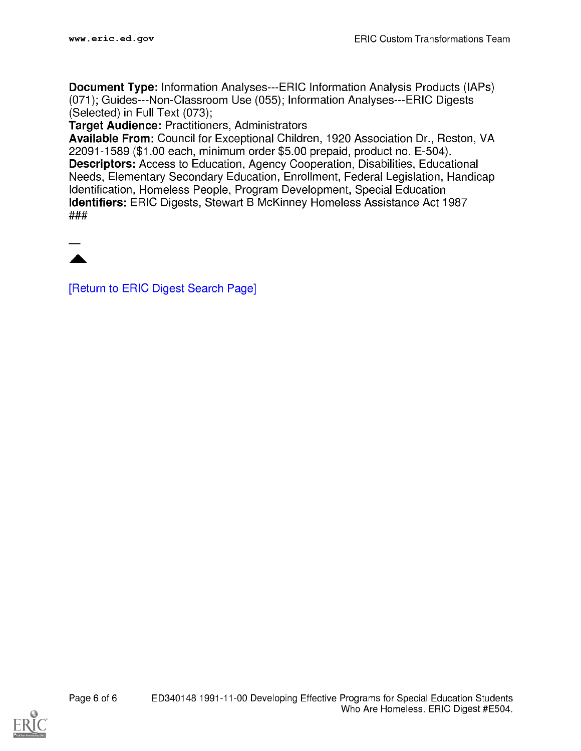**Document Type:** Information Analyses---ERIC Information Analysis Products (IAPs) (071); Guides---Non-Classroom Use (055); Information Analyses---ERIC Digests (Selected) in Full Text (073);
**Target Audience:** Practitioners, Administrators
**Available From:** Council for Exceptional Children, 1920 Association Dr., Reston, VA 22091-1589 ($1.00 each, minimum order $5.00 prepaid, product no. E-504).
**Descriptors:** Access to Education, Agency Cooperation, Disabilities, Educational Needs, Elementary Secondary Education, Enrollment, Federal Legislation, Handicap Identification, Homeless People, Program Development, Special Education
**Identifiers:** ERIC Digests, Stewart B McKinney Homeless Assistance Act 1987
###

[Return to ERIC Digest Search Page]